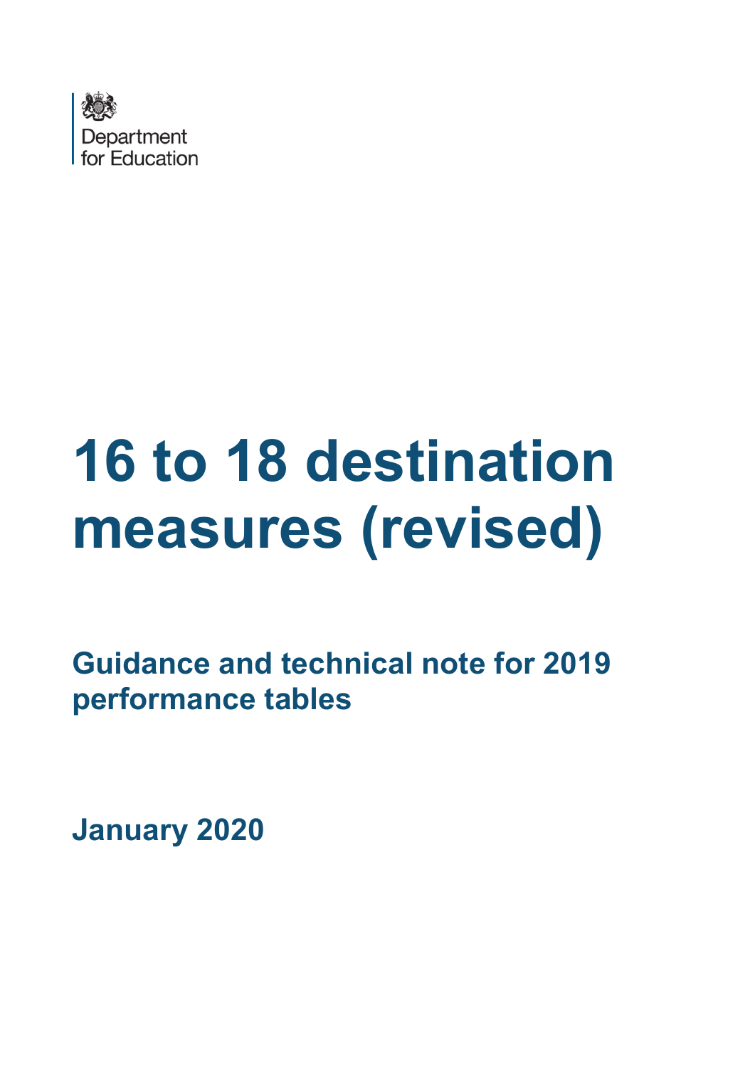Department for Education

# 16 to 18 destination measures (revised)

## Guidance and technical note for 2019 performance tables

**January 2020**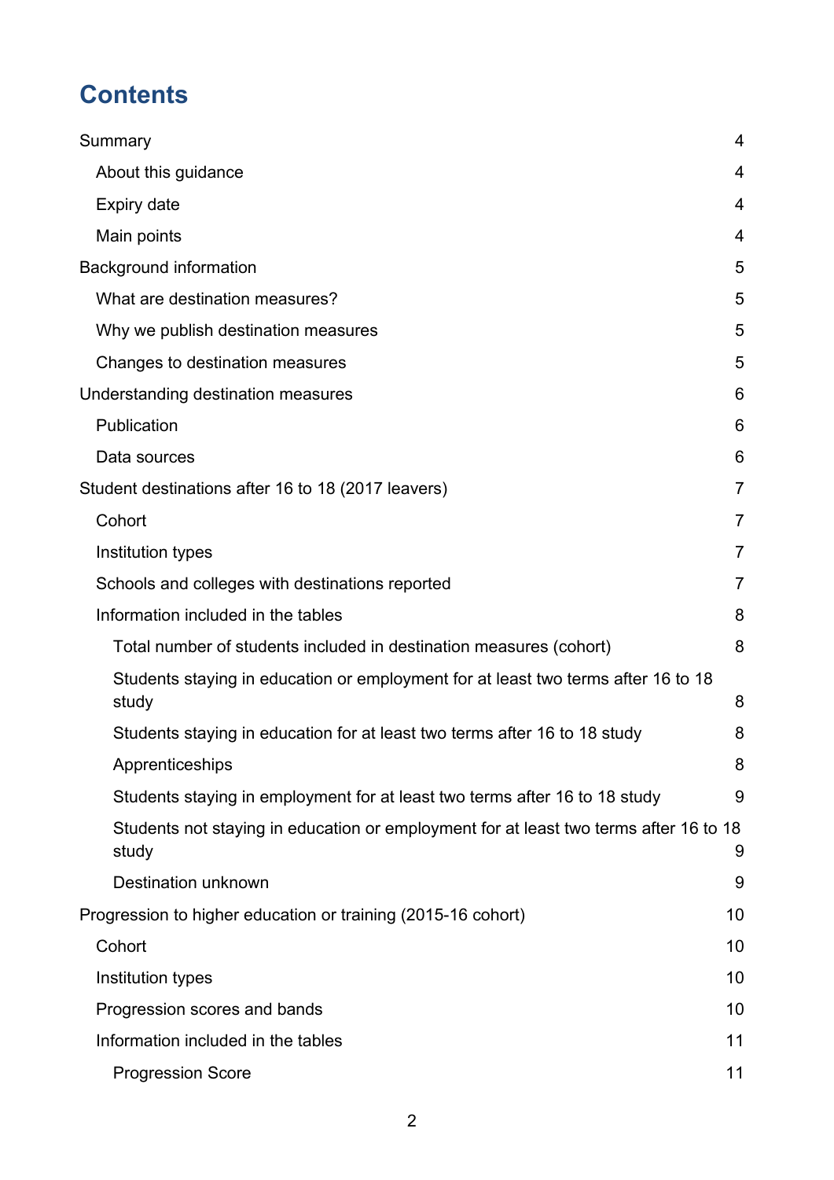# Contents

| | |
|---|---|
| Summary | 4 |
| About this guidance | 4 |
| Expiry date | 4 |
| Main points | 4 |
| Background information | 5 |
| What are destination measures? | 5 |
| Why we publish destination measures | 5 |
| Changes to destination measures | 5 |
| Understanding destination measures | 6 |
| Publication | 6 |
| Data sources | 6 |
| Student destinations after 16 to 18 (2017 leavers) | 7 |
| Cohort | 7 |
| Institution types | 7 |
| Schools and colleges with destinations reported | 7 |
| Information included in the tables | 8 |
| Total number of students included in destination measures (cohort) | 8 |
| Students staying in education or employment for at least two terms after 16 to 18 study | 8 |
| Students staying in education for at least two terms after 16 to 18 study | 8 |
| Apprenticeships | 8 |
| Students staying in employment for at least two terms after 16 to 18 study | 9 |
| Students not staying in education or employment for at least two terms after 16 to 18 study | 9 |
| Destination unknown | 9 |
| Progression to higher education or training (2015-16 cohort) | 10 |
| Cohort | 10 |
| Institution types | 10 |
| Progression scores and bands | 10 |
| Information included in the tables | 11 |
| Progression Score | 11 |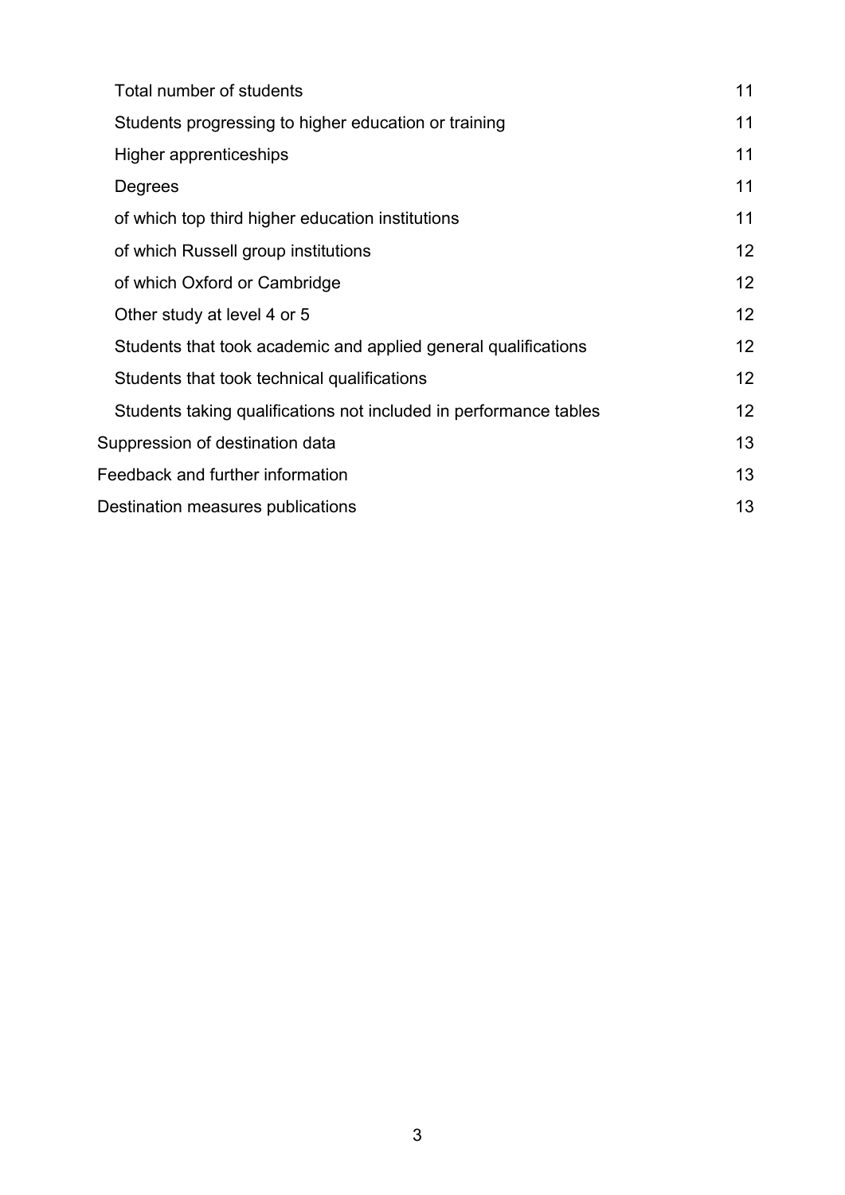- Total number of students 11
- Students progressing to higher education or training 11
- Higher apprenticeships 11
- Degrees 11
- of which top third higher education institutions 11
- of which Russell group institutions 12
- of which Oxford or Cambridge 12
- Other study at level 4 or 5 12
- Students that took academic and applied general qualifications 12
- Students that took technical qualifications 12
- Students taking qualifications not included in performance tables 12

Suppression of destination data 13

Feedback and further information 13

Destination measures publications 13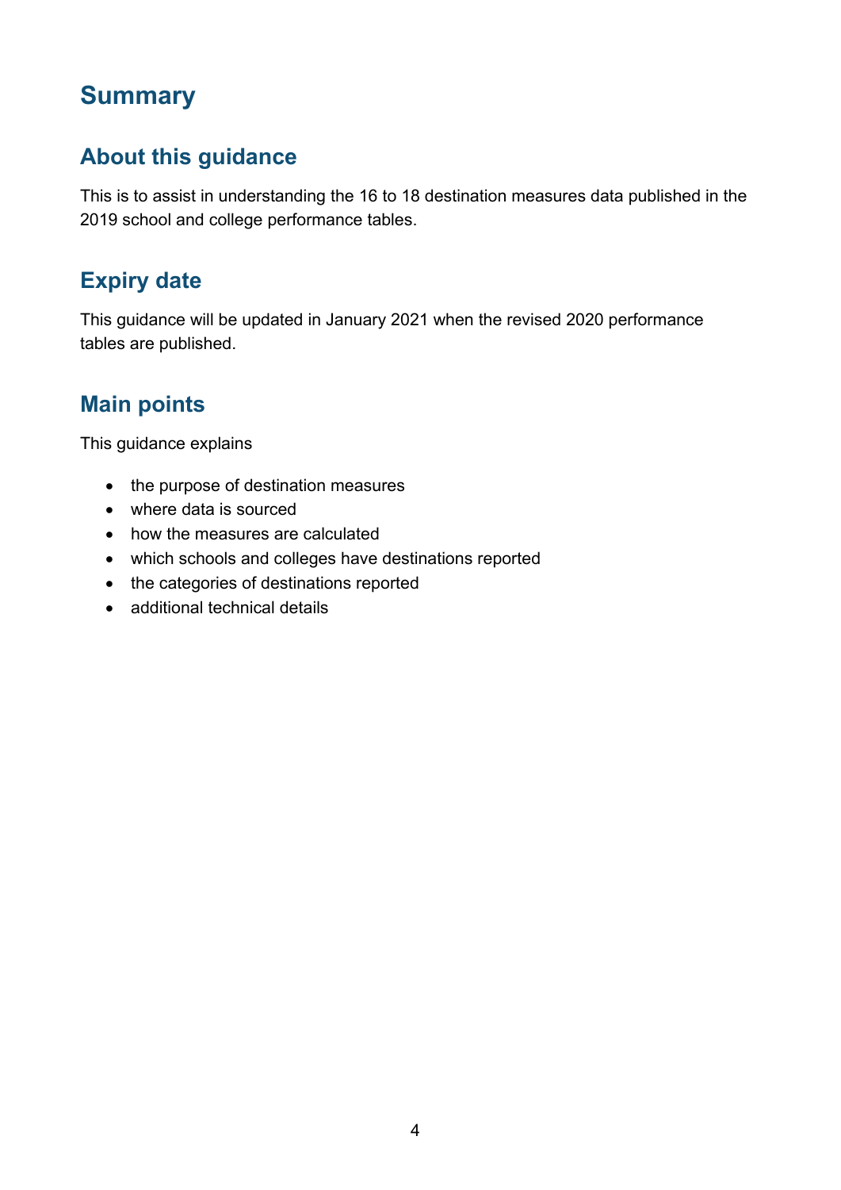# Summary

## About this guidance

This is to assist in understanding the 16 to 18 destination measures data published in the 2019 school and college performance tables.

## Expiry date

This guidance will be updated in January 2021 when the revised 2020 performance tables are published.

## Main points

This guidance explains

- the purpose of destination measures
- where data is sourced
- how the measures are calculated
- which schools and colleges have destinations reported
- the categories of destinations reported
- additional technical details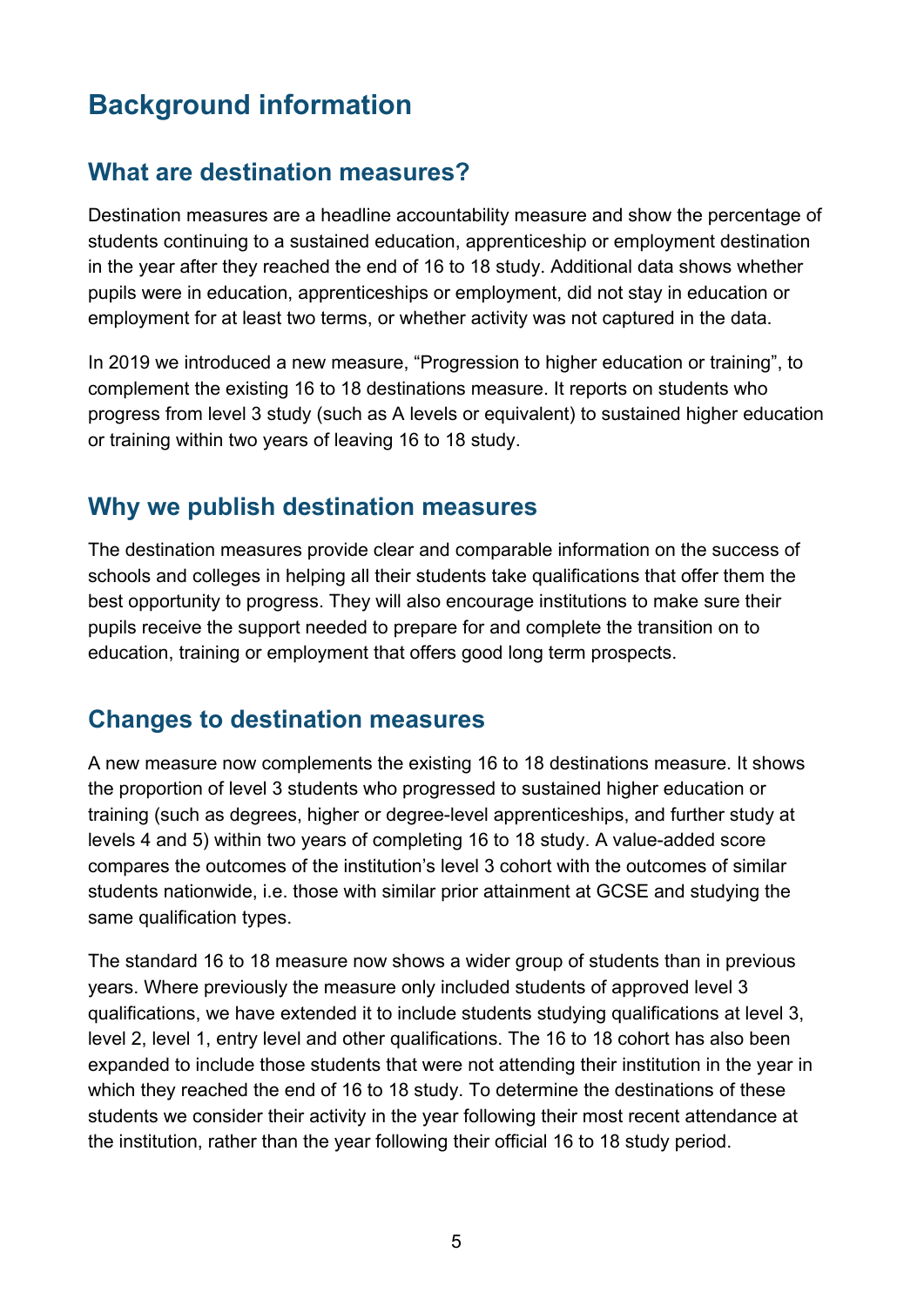# Background information

## What are destination measures?

Destination measures are a headline accountability measure and show the percentage of students continuing to a sustained education, apprenticeship or employment destination in the year after they reached the end of 16 to 18 study. Additional data shows whether pupils were in education, apprenticeships or employment, did not stay in education or employment for at least two terms, or whether activity was not captured in the data.

In 2019 we introduced a new measure, "Progression to higher education or training", to complement the existing 16 to 18 destinations measure. It reports on students who progress from level 3 study (such as A levels or equivalent) to sustained higher education or training within two years of leaving 16 to 18 study.

## Why we publish destination measures

The destination measures provide clear and comparable information on the success of schools and colleges in helping all their students take qualifications that offer them the best opportunity to progress. They will also encourage institutions to make sure their pupils receive the support needed to prepare for and complete the transition on to education, training or employment that offers good long term prospects.

## Changes to destination measures

A new measure now complements the existing 16 to 18 destinations measure. It shows the proportion of level 3 students who progressed to sustained higher education or training (such as degrees, higher or degree-level apprenticeships, and further study at levels 4 and 5) within two years of completing 16 to 18 study. A value-added score compares the outcomes of the institution's level 3 cohort with the outcomes of similar students nationwide, i.e. those with similar prior attainment at GCSE and studying the same qualification types.

The standard 16 to 18 measure now shows a wider group of students than in previous years. Where previously the measure only included students of approved level 3 qualifications, we have extended it to include students studying qualifications at level 3, level 2, level 1, entry level and other qualifications. The 16 to 18 cohort has also been expanded to include those students that were not attending their institution in the year in which they reached the end of 16 to 18 study. To determine the destinations of these students we consider their activity in the year following their most recent attendance at the institution, rather than the year following their official 16 to 18 study period.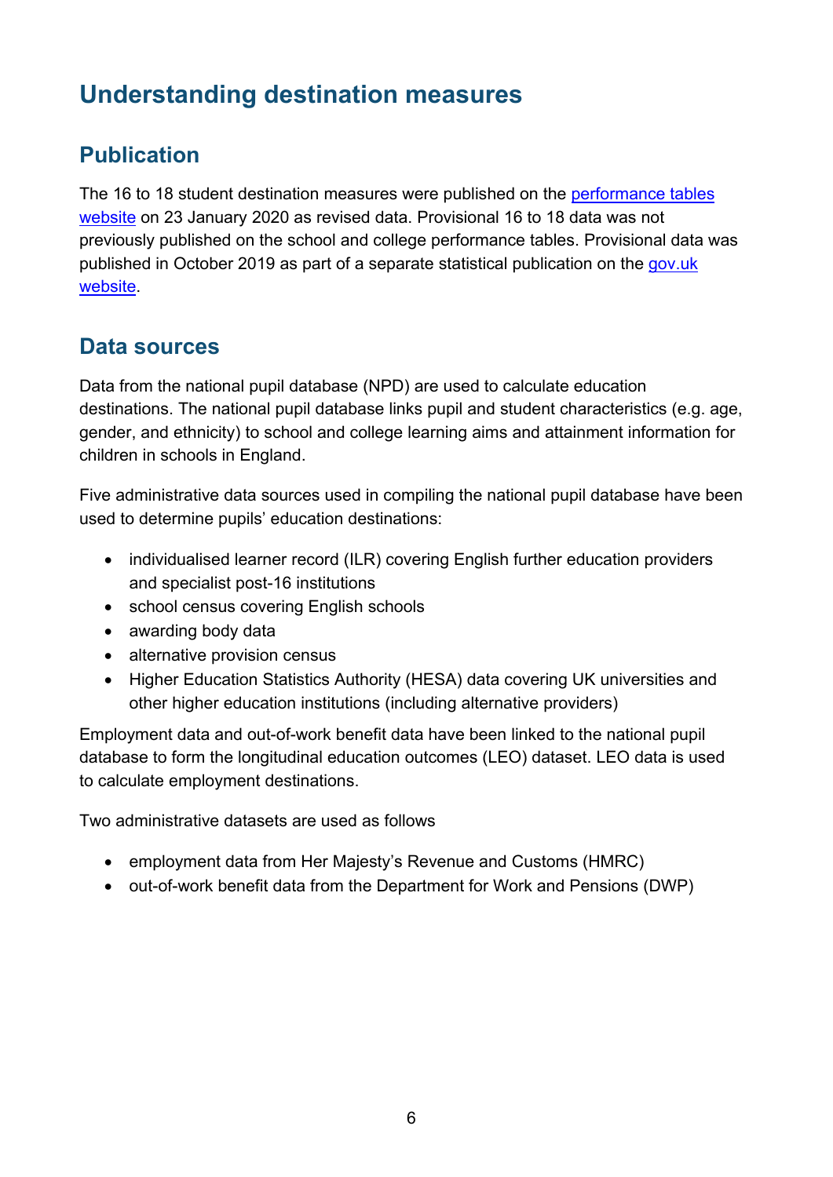# Understanding destination measures

## Publication

The 16 to 18 student destination measures were published on the performance tables website on 23 January 2020 as revised data. Provisional 16 to 18 data was not previously published on the school and college performance tables. Provisional data was published in October 2019 as part of a separate statistical publication on the gov.uk website.

## Data sources

Data from the national pupil database (NPD) are used to calculate education destinations. The national pupil database links pupil and student characteristics (e.g. age, gender, and ethnicity) to school and college learning aims and attainment information for children in schools in England.

Five administrative data sources used in compiling the national pupil database have been used to determine pupils' education destinations:

- individualised learner record (ILR) covering English further education providers and specialist post-16 institutions
- school census covering English schools
- awarding body data
- alternative provision census
- Higher Education Statistics Authority (HESA) data covering UK universities and other higher education institutions (including alternative providers)

Employment data and out-of-work benefit data have been linked to the national pupil database to form the longitudinal education outcomes (LEO) dataset. LEO data is used to calculate employment destinations.

Two administrative datasets are used as follows

- employment data from Her Majesty's Revenue and Customs (HMRC)
- out-of-work benefit data from the Department for Work and Pensions (DWP)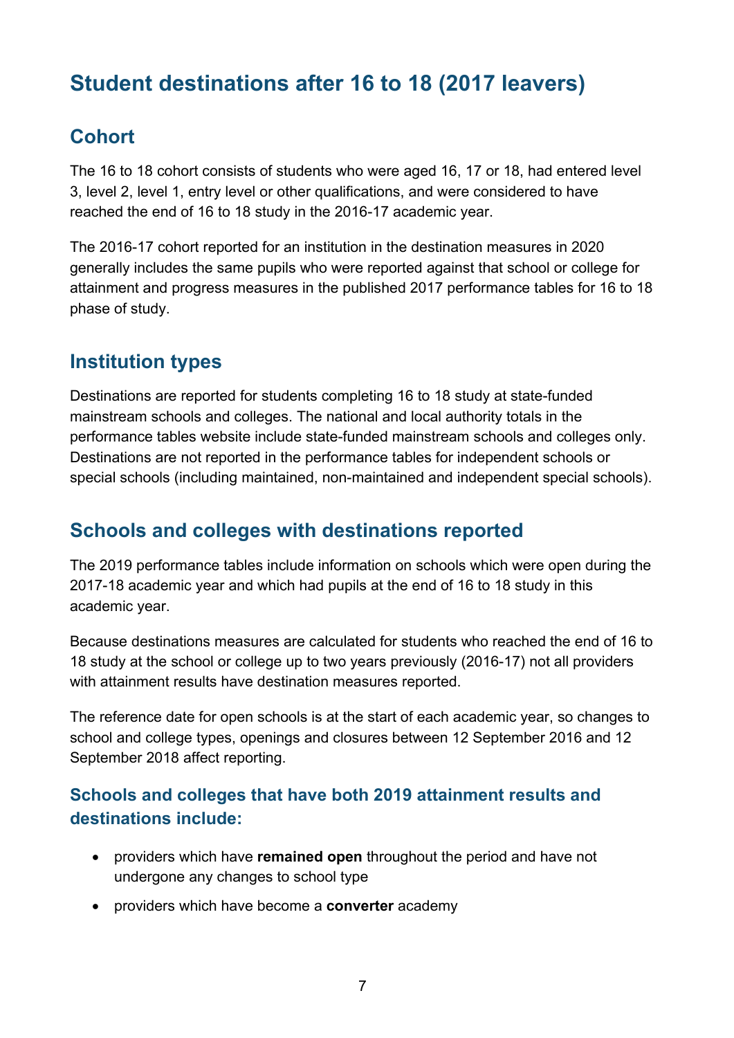# Student destinations after 16 to 18 (2017 leavers)

## Cohort

The 16 to 18 cohort consists of students who were aged 16, 17 or 18, had entered level 3, level 2, level 1, entry level or other qualifications, and were considered to have reached the end of 16 to 18 study in the 2016-17 academic year.

The 2016-17 cohort reported for an institution in the destination measures in 2020 generally includes the same pupils who were reported against that school or college for attainment and progress measures in the published 2017 performance tables for 16 to 18 phase of study.

## Institution types

Destinations are reported for students completing 16 to 18 study at state-funded mainstream schools and colleges. The national and local authority totals in the performance tables website include state-funded mainstream schools and colleges only. Destinations are not reported in the performance tables for independent schools or special schools (including maintained, non-maintained and independent special schools).

## Schools and colleges with destinations reported

The 2019 performance tables include information on schools which were open during the 2017-18 academic year and which had pupils at the end of 16 to 18 study in this academic year.

Because destinations measures are calculated for students who reached the end of 16 to 18 study at the school or college up to two years previously (2016-17) not all providers with attainment results have destination measures reported.

The reference date for open schools is at the start of each academic year, so changes to school and college types, openings and closures between 12 September 2016 and 12 September 2018 affect reporting.

### Schools and colleges that have both 2019 attainment results and destinations include:

- providers which have **remained open** throughout the period and have not undergone any changes to school type
- providers which have become a **converter** academy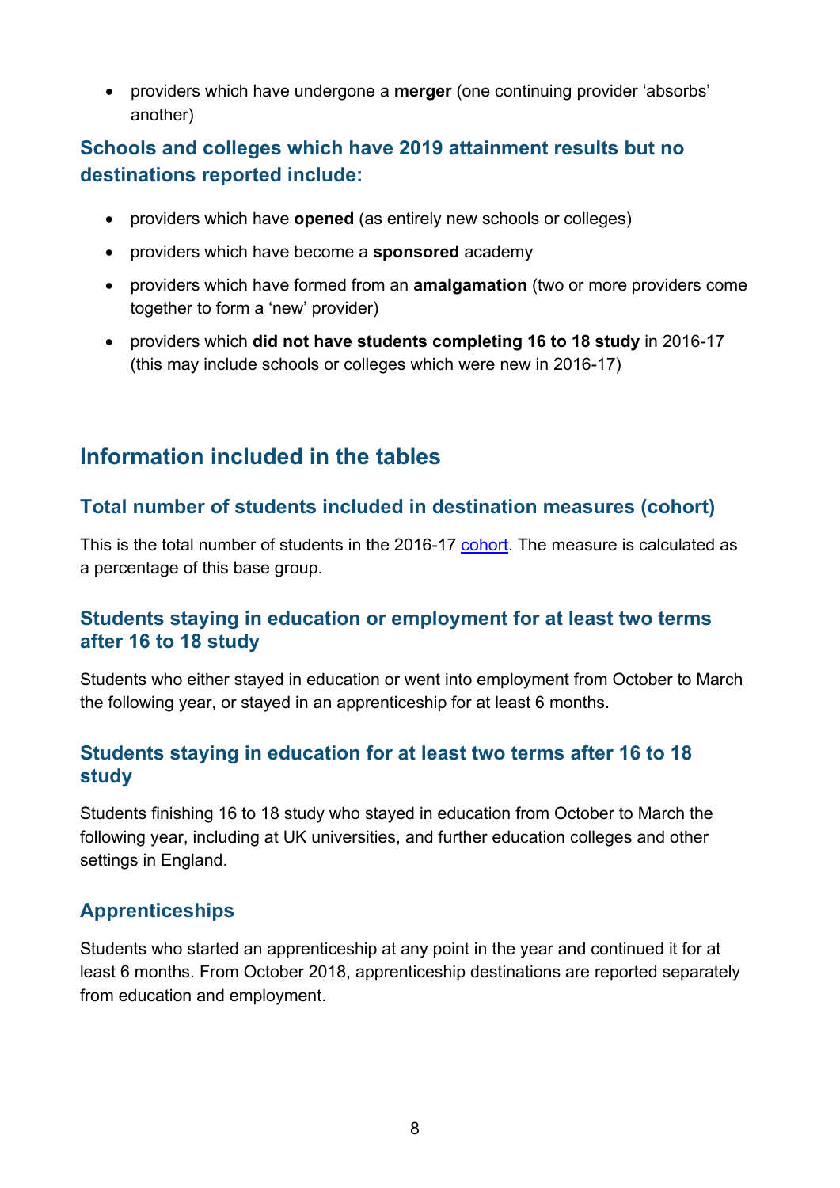- providers which have undergone a **merger** (one continuing provider 'absorbs' another)

### Schools and colleges which have 2019 attainment results but no destinations reported include:

- providers which have **opened** (as entirely new schools or colleges)
- providers which have become a **sponsored** academy
- providers which have formed from an **amalgamation** (two or more providers come together to form a 'new' provider)
- providers which **did not have students completing 16 to 18 study** in 2016-17 (this may include schools or colleges which were new in 2016-17)

## Information included in the tables

### Total number of students included in destination measures (cohort)

This is the total number of students in the 2016-17 cohort. The measure is calculated as a percentage of this base group.

### Students staying in education or employment for at least two terms after 16 to 18 study

Students who either stayed in education or went into employment from October to March the following year, or stayed in an apprenticeship for at least 6 months.

### Students staying in education for at least two terms after 16 to 18 study

Students finishing 16 to 18 study who stayed in education from October to March the following year, including at UK universities, and further education colleges and other settings in England.

### Apprenticeships

Students who started an apprenticeship at any point in the year and continued it for at least 6 months. From October 2018, apprenticeship destinations are reported separately from education and employment.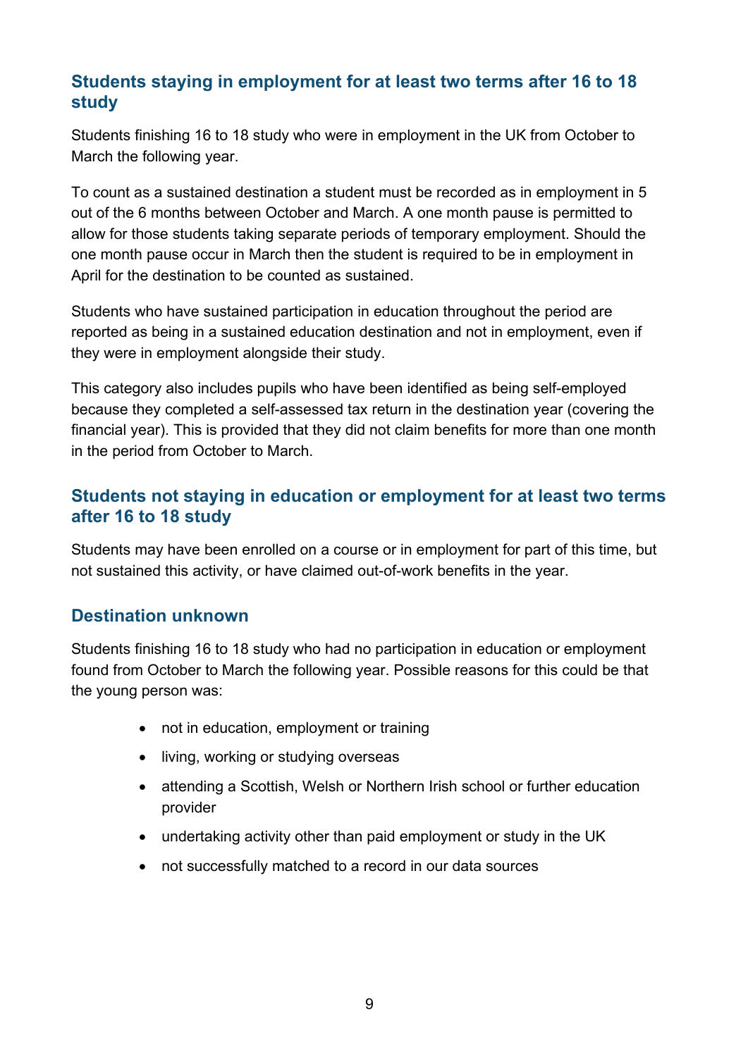## Students staying in employment for at least two terms after 16 to 18 study

Students finishing 16 to 18 study who were in employment in the UK from October to March the following year.

To count as a sustained destination a student must be recorded as in employment in 5 out of the 6 months between October and March. A one month pause is permitted to allow for those students taking separate periods of temporary employment. Should the one month pause occur in March then the student is required to be in employment in April for the destination to be counted as sustained.

Students who have sustained participation in education throughout the period are reported as being in a sustained education destination and not in employment, even if they were in employment alongside their study.

This category also includes pupils who have been identified as being self-employed because they completed a self-assessed tax return in the destination year (covering the financial year). This is provided that they did not claim benefits for more than one month in the period from October to March.

## Students not staying in education or employment for at least two terms after 16 to 18 study

Students may have been enrolled on a course or in employment for part of this time, but not sustained this activity, or have claimed out-of-work benefits in the year.

## Destination unknown

Students finishing 16 to 18 study who had no participation in education or employment found from October to March the following year. Possible reasons for this could be that the young person was:

- not in education, employment or training
- living, working or studying overseas
- attending a Scottish, Welsh or Northern Irish school or further education provider
- undertaking activity other than paid employment or study in the UK
- not successfully matched to a record in our data sources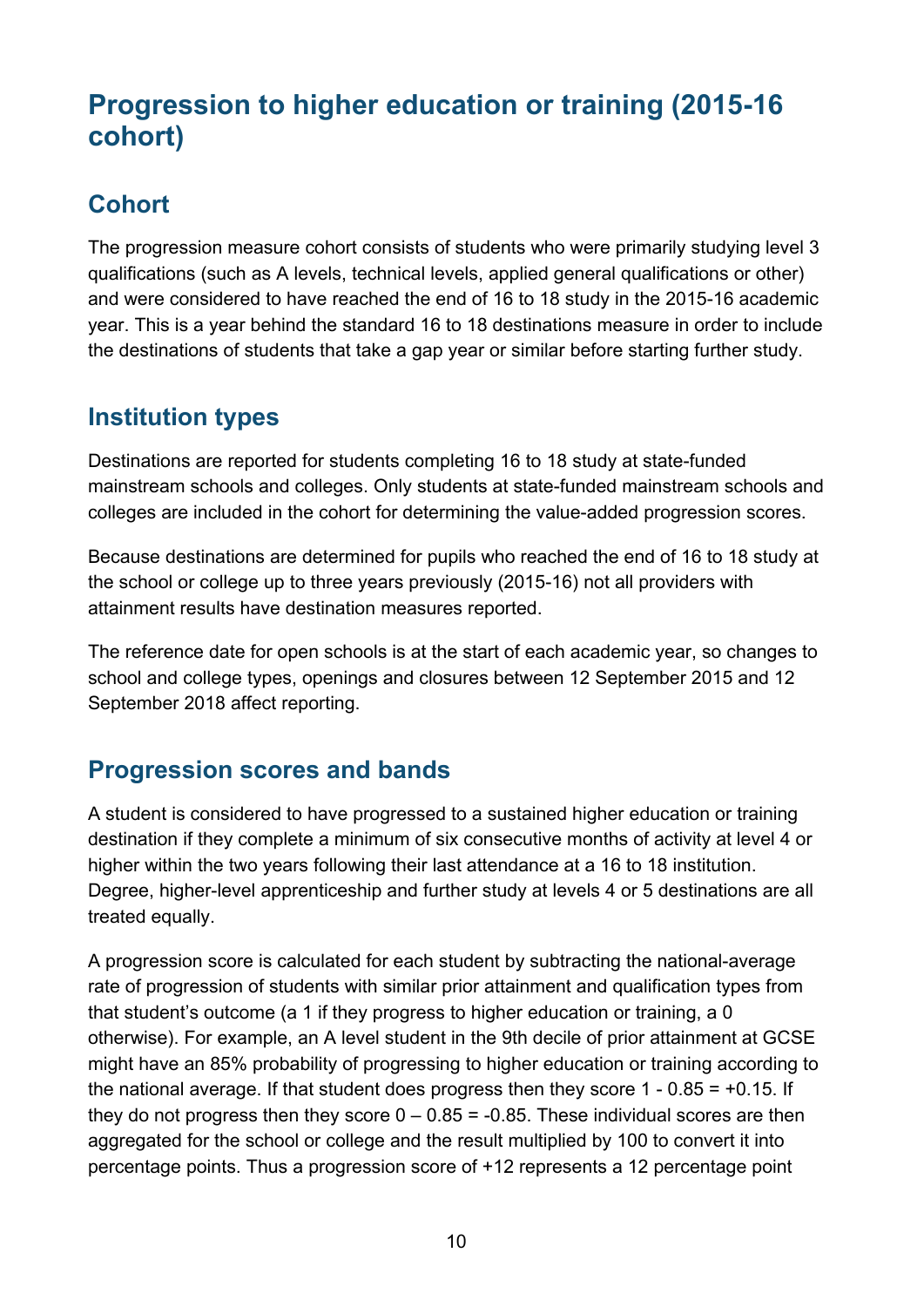## Progression to higher education or training (2015-16 cohort)

### Cohort

The progression measure cohort consists of students who were primarily studying level 3 qualifications (such as A levels, technical levels, applied general qualifications or other) and were considered to have reached the end of 16 to 18 study in the 2015-16 academic year. This is a year behind the standard 16 to 18 destinations measure in order to include the destinations of students that take a gap year or similar before starting further study.

### Institution types

Destinations are reported for students completing 16 to 18 study at state-funded mainstream schools and colleges. Only students at state-funded mainstream schools and colleges are included in the cohort for determining the value-added progression scores.

Because destinations are determined for pupils who reached the end of 16 to 18 study at the school or college up to three years previously (2015-16) not all providers with attainment results have destination measures reported.

The reference date for open schools is at the start of each academic year, so changes to school and college types, openings and closures between 12 September 2015 and 12 September 2018 affect reporting.

### Progression scores and bands

A student is considered to have progressed to a sustained higher education or training destination if they complete a minimum of six consecutive months of activity at level 4 or higher within the two years following their last attendance at a 16 to 18 institution. Degree, higher-level apprenticeship and further study at levels 4 or 5 destinations are all treated equally.

A progression score is calculated for each student by subtracting the national-average rate of progression of students with similar prior attainment and qualification types from that student's outcome (a 1 if they progress to higher education or training, a 0 otherwise). For example, an A level student in the 9th decile of prior attainment at GCSE might have an 85% probability of progressing to higher education or training according to the national average. If that student does progress then they score $1 - 0.85 = +0.15$. If they do not progress then they score $0 – 0.85 = -0.85$. These individual scores are then aggregated for the school or college and the result multiplied by 100 to convert it into percentage points. Thus a progression score of +12 represents a 12 percentage point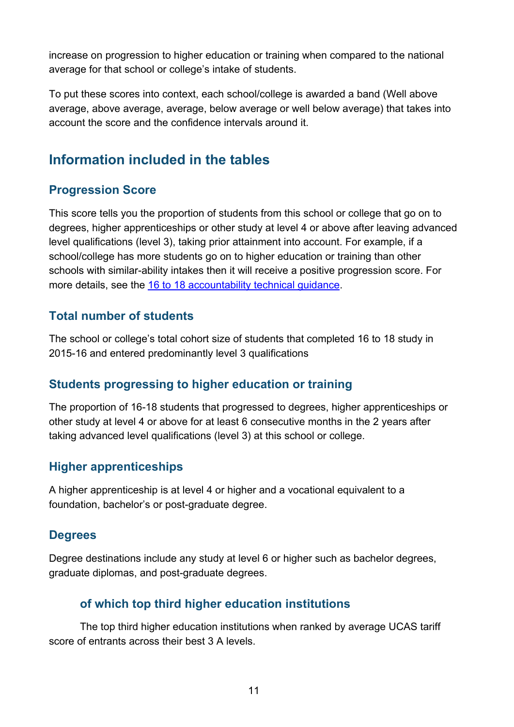increase on progression to higher education or training when compared to the national average for that school or college's intake of students.

To put these scores into context, each school/college is awarded a band (Well above average, above average, average, below average or well below average) that takes into account the score and the confidence intervals around it.

## Information included in the tables

### Progression Score

This score tells you the proportion of students from this school or college that go on to degrees, higher apprenticeships or other study at level 4 or above after leaving advanced level qualifications (level 3), taking prior attainment into account. For example, if a school/college has more students go on to higher education or training than other schools with similar-ability intakes then it will receive a positive progression score. For more details, see the [16 to 18 accountability technical guidance].

### Total number of students

The school or college's total cohort size of students that completed 16 to 18 study in 2015-16 and entered predominantly level 3 qualifications

### Students progressing to higher education or training

The proportion of 16-18 students that progressed to degrees, higher apprenticeships or other study at level 4 or above for at least 6 consecutive months in the 2 years after taking advanced level qualifications (level 3) at this school or college.

### Higher apprenticeships

A higher apprenticeship is at level 4 or higher and a vocational equivalent to a foundation, bachelor's or post-graduate degree.

### Degrees

Degree destinations include any study at level 6 or higher such as bachelor degrees, graduate diplomas, and post-graduate degrees.

#### of which top third higher education institutions

The top third higher education institutions when ranked by average UCAS tariff score of entrants across their best 3 A levels.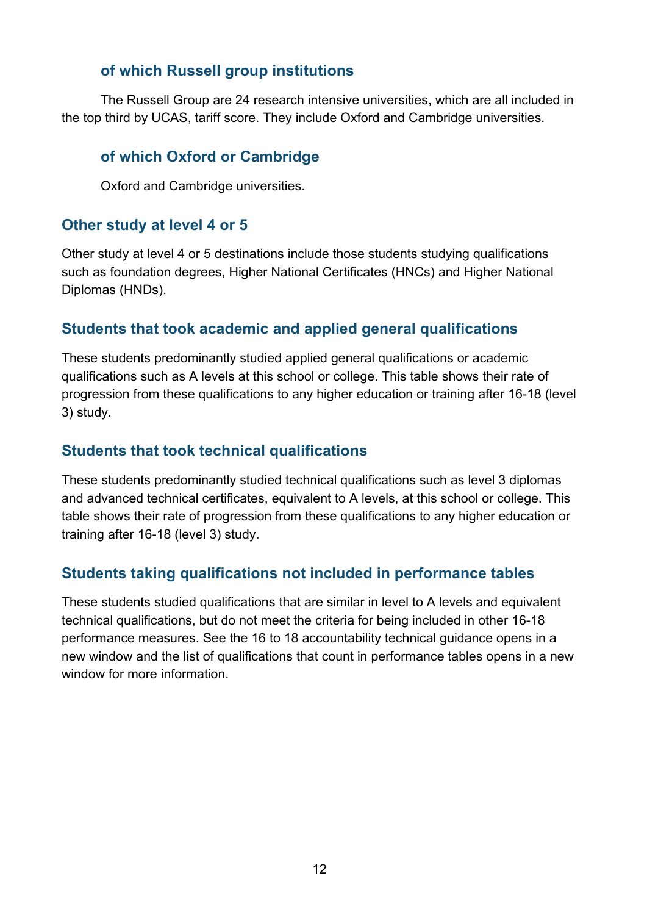#### of which Russell group institutions

The Russell Group are 24 research intensive universities, which are all included in the top third by UCAS, tariff score. They include Oxford and Cambridge universities.

#### of which Oxford or Cambridge

Oxford and Cambridge universities.

### Other study at level 4 or 5

Other study at level 4 or 5 destinations include those students studying qualifications such as foundation degrees, Higher National Certificates (HNCs) and Higher National Diplomas (HNDs).

### Students that took academic and applied general qualifications

These students predominantly studied applied general qualifications or academic qualifications such as A levels at this school or college. This table shows their rate of progression from these qualifications to any higher education or training after 16-18 (level 3) study.

### Students that took technical qualifications

These students predominantly studied technical qualifications such as level 3 diplomas and advanced technical certificates, equivalent to A levels, at this school or college. This table shows their rate of progression from these qualifications to any higher education or training after 16-18 (level 3) study.

### Students taking qualifications not included in performance tables

These students studied qualifications that are similar in level to A levels and equivalent technical qualifications, but do not meet the criteria for being included in other 16-18 performance measures. See the 16 to 18 accountability technical guidance opens in a new window and the list of qualifications that count in performance tables opens in a new window for more information.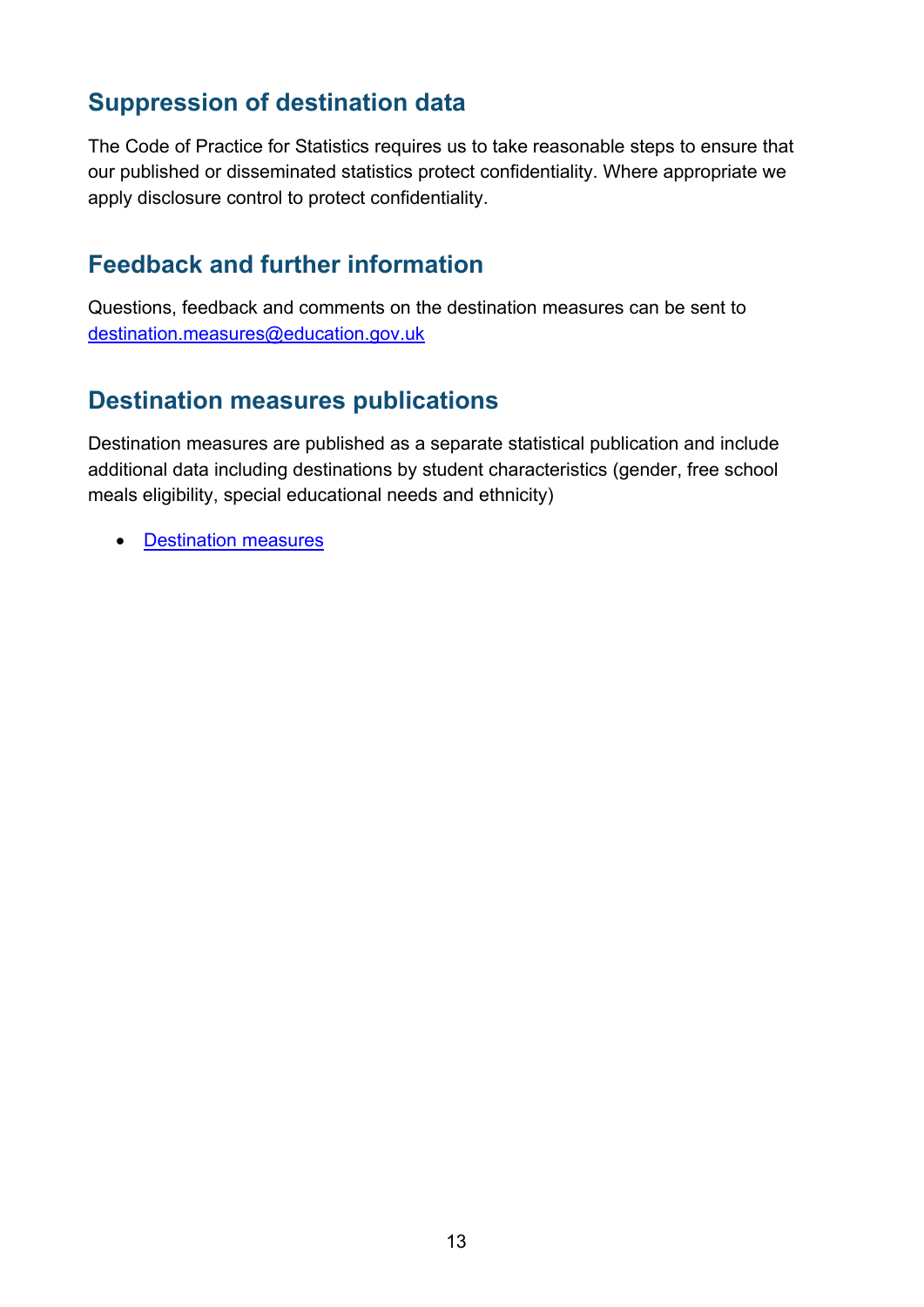## Suppression of destination data

The Code of Practice for Statistics requires us to take reasonable steps to ensure that our published or disseminated statistics protect confidentiality. Where appropriate we apply disclosure control to protect confidentiality.

## Feedback and further information

Questions, feedback and comments on the destination measures can be sent to [destination.measures@education.gov.uk](mailto:destination.measures@education.gov.uk)

## Destination measures publications

Destination measures are published as a separate statistical publication and include additional data including destinations by student characteristics (gender, free school meals eligibility, special educational needs and ethnicity)

- [Destination measures]()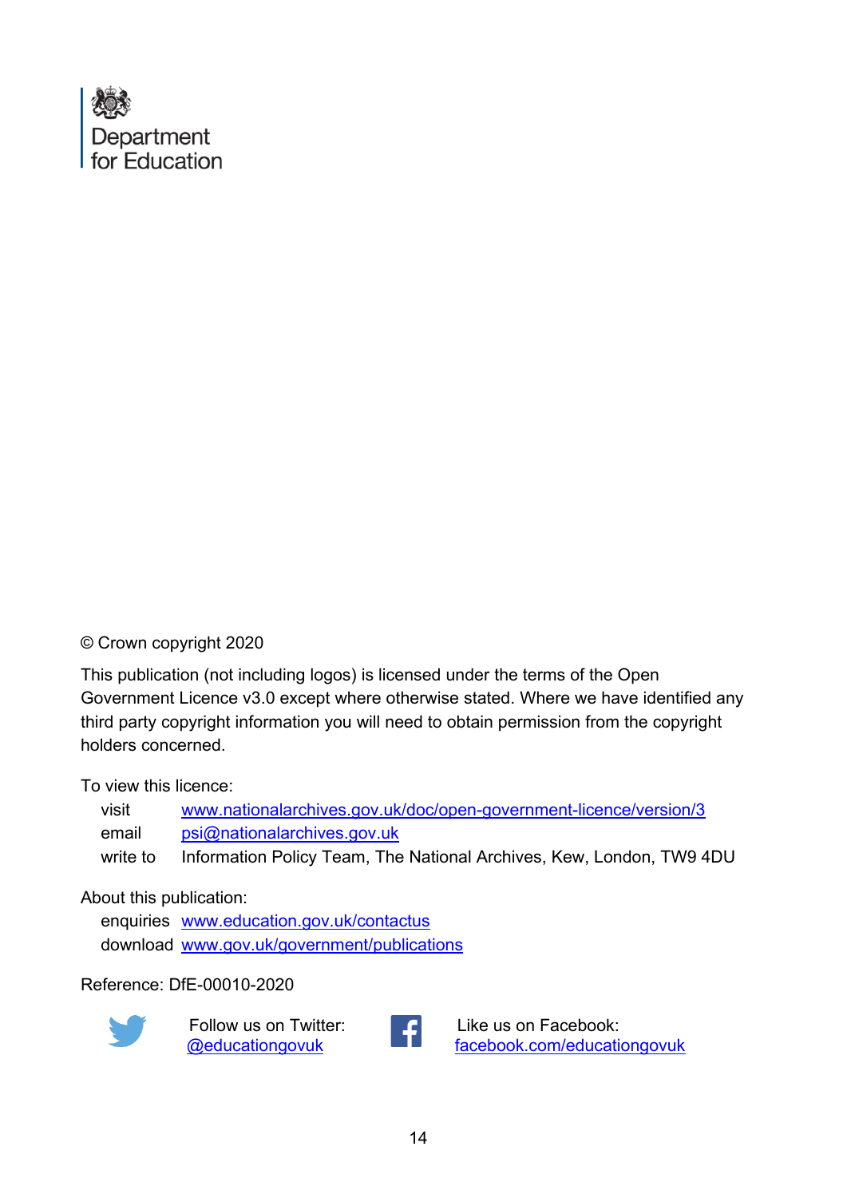Department for Education

© Crown copyright 2020

This publication (not including logos) is licensed under the terms of the Open Government Licence v3.0 except where otherwise stated. Where we have identified any third party copyright information you will need to obtain permission from the copyright holders concerned.

To view this licence:

- visit www.nationalarchives.gov.uk/doc/open-government-licence/version/3
- email psi@nationalarchives.gov.uk
- write to Information Policy Team, The National Archives, Kew, London, TW9 4DU

About this publication:

- enquiries www.education.gov.uk/contactus
- download www.gov.uk/government/publications

Reference: DfE-00010-2020

Follow us on Twitter: @educationgovuk

Like us on Facebook: facebook.com/educationgovuk